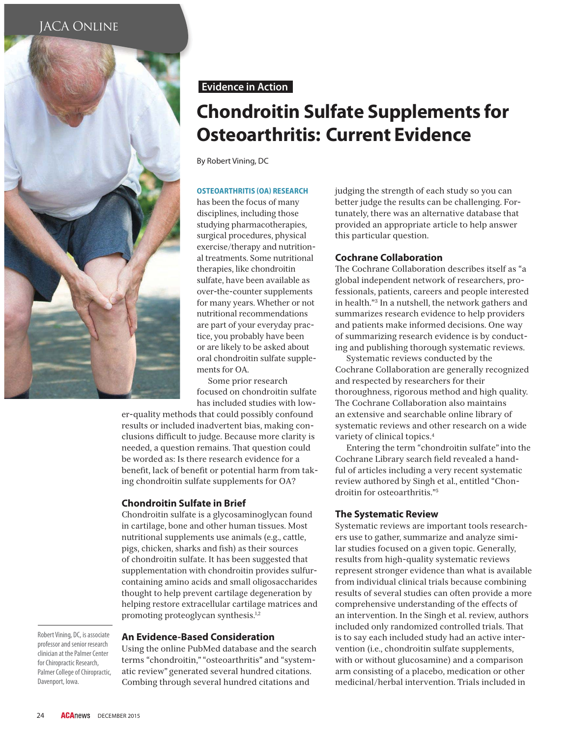Evidence in Action

# Chondroitin Sulfate Supplements for Osteoarthritis: Current Evidence

By Robert Vining, DC

**OSTEOARTHRITIS (OA) RESEARCH** has been the focus of many disciplines, including those studying pharmacotherapies, surgical procedures, physical exercise/therapy and nutritional treatments. Some nutritional therapies, like chondroitin sulfate, have been available as over-the-counter supplements for many years. Whether or not nutritional recommendations are part of your everyday practice, you probably have been or are likely to be asked about oral chondroitin sulfate supplements for OA.

Some prior research focused on chondroitin sulfate has included studies with lower-quality methods that could possibly confound results or included inadvertent bias, making conclusions difficult to judge. Because more clarity is needed, a question remains. That question could be worded as: Is there research evidence for a benefit, lack of benefit or potential harm from taking chondroitin sulfate supplements for OA?

## Chondroitin Sulfate in Brief

Chondroitin sulfate is a glycosaminoglycan found in cartilage, bone and other human tissues. Most nutritional supplements use animals (e.g., cattle, pigs, chicken, sharks and fish) as their sources of chondroitin sulfate. It has been suggested that supplementation with chondroitin provides sulfur-containing amino acids and small oligosaccharides thought to help prevent cartilage degeneration by helping restore extracellular cartilage matrices and promoting proteoglycan synthesis.[1,2]

## An Evidence-Based Consideration

Using the online PubMed database and the search terms "chondroitin," "osteoarthritis" and "systematic review" generated several hundred citations. Combing through several hundred citations and judging the strength of each study so you can better judge the results can be challenging. Fortunately, there was an alternative database that provided an appropriate article to help answer this particular question.

## Cochrane Collaboration

The Cochrane Collaboration describes itself as "a global independent network of researchers, professionals, patients, careers and people interested in health."[3] In a nutshell, the network gathers and summarizes research evidence to help providers and patients make informed decisions. One way of summarizing research evidence is by conducting and publishing thorough systematic reviews.

Systematic reviews conducted by the Cochrane Collaboration are generally recognized and respected by researchers for their thoroughness, rigorous method and high quality. The Cochrane Collaboration also maintains an extensive and searchable online library of systematic reviews and other research on a wide variety of clinical topics.[4]

Entering the term "chondroitin sulfate" into the Cochrane Library search field revealed a handful of articles including a very recent systematic review authored by Singh et al., entitled "Chondroitin for osteoarthritis."[5]

## The Systematic Review

Systematic reviews are important tools researchers use to gather, summarize and analyze similar studies focused on a given topic. Generally, results from high-quality systematic reviews represent stronger evidence than what is available from individual clinical trials because combining results of several studies can often provide a more comprehensive understanding of the effects of an intervention. In the Singh et al. review, authors included only randomized controlled trials. That is to say each included study had an active intervention (i.e., chondroitin sulfate supplements, with or without glucosamine) and a comparison arm consisting of a placebo, medication or other medicinal/herbal intervention. Trials included in

Robert Vining, DC, is associate professor and senior research clinician at the Palmer Center for Chiropractic Research, Palmer College of Chiropractic, Davenport, Iowa.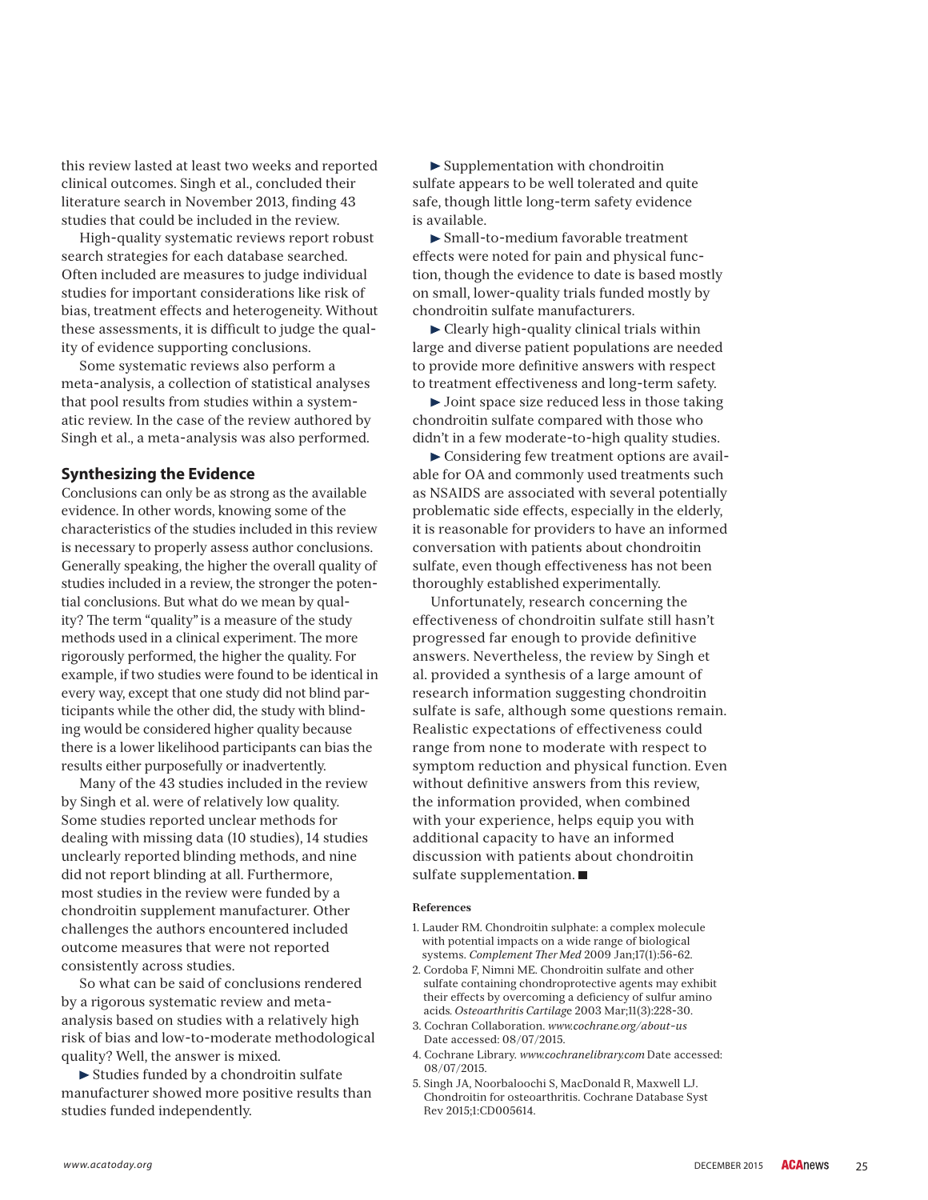this review lasted at least two weeks and reported clinical outcomes. Singh et al., concluded their literature search in November 2013, finding 43 studies that could be included in the review.

High-quality systematic reviews report robust search strategies for each database searched. Often included are measures to judge individual studies for important considerations like risk of bias, treatment effects and heterogeneity. Without these assessments, it is difficult to judge the quality of evidence supporting conclusions.

Some systematic reviews also perform a meta-analysis, a collection of statistical analyses that pool results from studies within a systematic review. In the case of the review authored by Singh et al., a meta-analysis was also performed.

## Synthesizing the Evidence

Conclusions can only be as strong as the available evidence. In other words, knowing some of the characteristics of the studies included in this review is necessary to properly assess author conclusions. Generally speaking, the higher the overall quality of studies included in a review, the stronger the potential conclusions. But what do we mean by quality? The term "quality" is a measure of the study methods used in a clinical experiment. The more rigorously performed, the higher the quality. For example, if two studies were found to be identical in every way, except that one study did not blind participants while the other did, the study with blinding would be considered higher quality because there is a lower likelihood participants can bias the results either purposefully or inadvertently.

Many of the 43 studies included in the review by Singh et al. were of relatively low quality. Some studies reported unclear methods for dealing with missing data (10 studies), 14 studies unclearly reported blinding methods, and nine did not report blinding at all. Furthermore, most studies in the review were funded by a chondroitin supplement manufacturer. Other challenges the authors encountered included outcome measures that were not reported consistently across studies.

So what can be said of conclusions rendered by a rigorous systematic review and meta-analysis based on studies with a relatively high risk of bias and low-to-moderate methodological quality? Well, the answer is mixed.

- Studies funded by a chondroitin sulfate manufacturer showed more positive results than studies funded independently.
- Supplementation with chondroitin sulfate appears to be well tolerated and quite safe, though little long-term safety evidence is available.
- Small-to-medium favorable treatment effects were noted for pain and physical function, though the evidence to date is based mostly on small, lower-quality trials funded mostly by chondroitin sulfate manufacturers.
- Clearly high-quality clinical trials within large and diverse patient populations are needed to provide more definitive answers with respect to treatment effectiveness and long-term safety.
- Joint space size reduced less in those taking chondroitin sulfate compared with those who didn't in a few moderate-to-high quality studies.
- Considering few treatment options are available for OA and commonly used treatments such as NSAIDS are associated with several potentially problematic side effects, especially in the elderly, it is reasonable for providers to have an informed conversation with patients about chondroitin sulfate, even though effectiveness has not been thoroughly established experimentally.

Unfortunately, research concerning the effectiveness of chondroitin sulfate still hasn't progressed far enough to provide definitive answers. Nevertheless, the review by Singh et al. provided a synthesis of a large amount of research information suggesting chondroitin sulfate is safe, although some questions remain. Realistic expectations of effectiveness could range from none to moderate with respect to symptom reduction and physical function. Even without definitive answers from this review, the information provided, when combined with your experience, helps equip you with additional capacity to have an informed discussion with patients about chondroitin sulfate supplementation. ■

**References**

1. Lauder RM. Chondroitin sulphate: a complex molecule with potential impacts on a wide range of biological systems. *Complement Ther Med* 2009 Jan;17(1):56-62.
2. Cordoba F, Nimni ME. Chondroitin sulfate and other sulfate containing chondroprotective agents may exhibit their effects by overcoming a deficiency of sulfur amino acids. *Osteoarthritis Cartilage* 2003 Mar;11(3):228-30.
3. Cochran Collaboration. *www.cochrane.org/about-us* Date accessed: 08/07/2015.
4. Cochrane Library. *www.cochranelibrary.com* Date accessed: 08/07/2015.
5. Singh JA, Noorbaloochi S, MacDonald R, Maxwell LJ. Chondroitin for osteoarthritis. Cochrane Database Syst Rev 2015;1:CD005614.